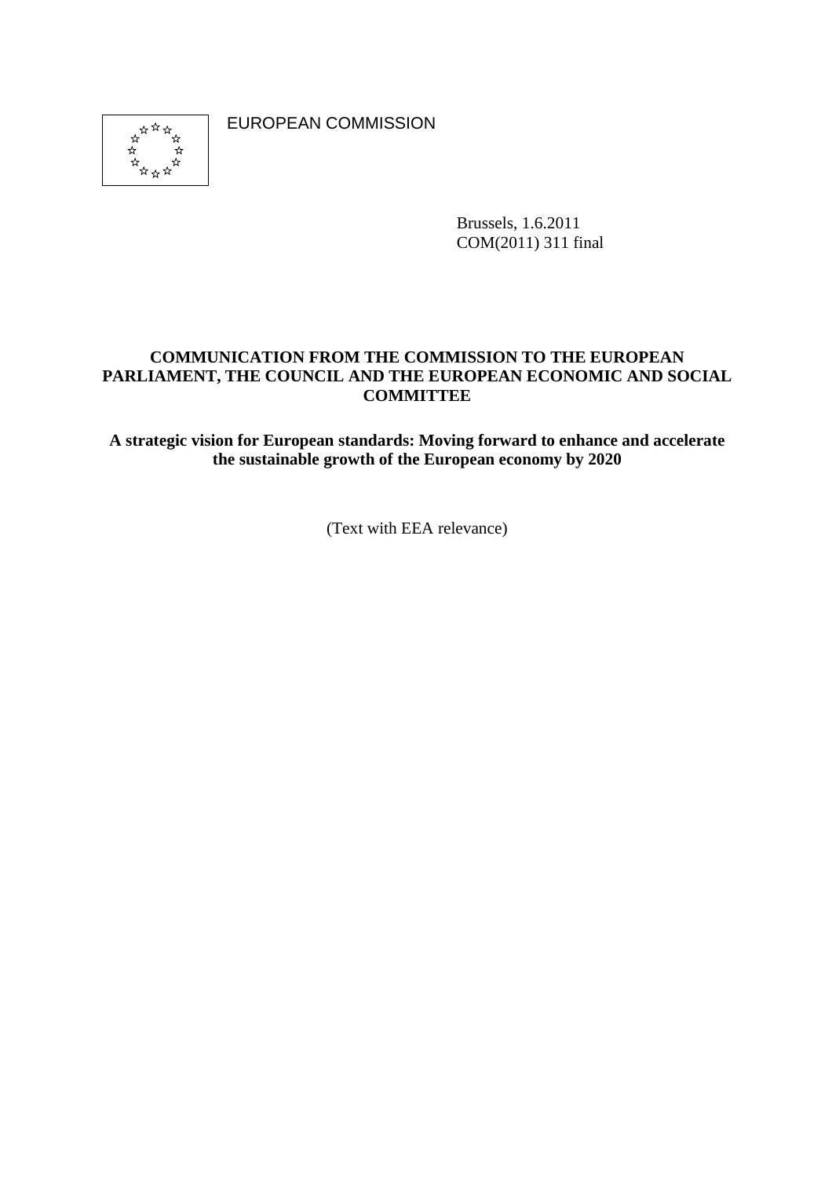EUROPEAN COMMISSION

Brussels, 1.6.2011
COM(2011) 311 final

**COMMUNICATION FROM THE COMMISSION TO THE EUROPEAN PARLIAMENT, THE COUNCIL AND THE EUROPEAN ECONOMIC AND SOCIAL COMMITTEE**

**A strategic vision for European standards: Moving forward to enhance and accelerate the sustainable growth of the European economy by 2020**

(Text with EEA relevance)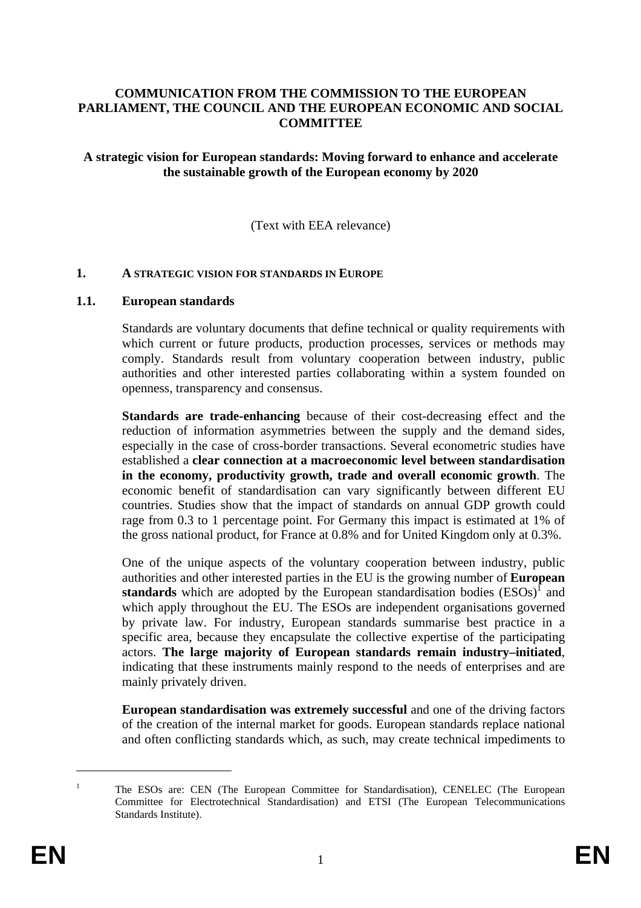**COMMUNICATION FROM THE COMMISSION TO THE EUROPEAN PARLIAMENT, THE COUNCIL AND THE EUROPEAN ECONOMIC AND SOCIAL COMMITTEE**

**A strategic vision for European standards: Moving forward to enhance and accelerate the sustainable growth of the European economy by 2020**

(Text with EEA relevance)

# 1. A STRATEGIC VISION FOR STANDARDS IN EUROPE

## 1.1. European standards

Standards are voluntary documents that define technical or quality requirements with which current or future products, production processes, services or methods may comply. Standards result from voluntary cooperation between industry, public authorities and other interested parties collaborating within a system founded on openness, transparency and consensus.

**Standards are trade-enhancing** because of their cost-decreasing effect and the reduction of information asymmetries between the supply and the demand sides, especially in the case of cross-border transactions. Several econometric studies have established a **clear connection at a macroeconomic level between standardisation in the economy, productivity growth, trade and overall economic growth**. The economic benefit of standardisation can vary significantly between different EU countries. Studies show that the impact of standards on annual GDP growth could rage from 0.3 to 1 percentage point. For Germany this impact is estimated at 1% of the gross national product, for France at 0.8% and for United Kingdom only at 0.3%.

One of the unique aspects of the voluntary cooperation between industry, public authorities and other interested parties in the EU is the growing number of **European standards** which are adopted by the European standardisation bodies (ESOs)[1] and which apply throughout the EU. The ESOs are independent organisations governed by private law. For industry, European standards summarise best practice in a specific area, because they encapsulate the collective expertise of the participating actors. **The large majority of European standards remain industry–initiated**, indicating that these instruments mainly respond to the needs of enterprises and are mainly privately driven.

**European standardisation was extremely successful** and one of the driving factors of the creation of the internal market for goods. European standards replace national and often conflicting standards which, as such, may create technical impediments to

[1] The ESOs are: CEN (The European Committee for Standardisation), CENELEC (The European Committee for Electrotechnical Standardisation) and ETSI (The European Telecommunications Standards Institute).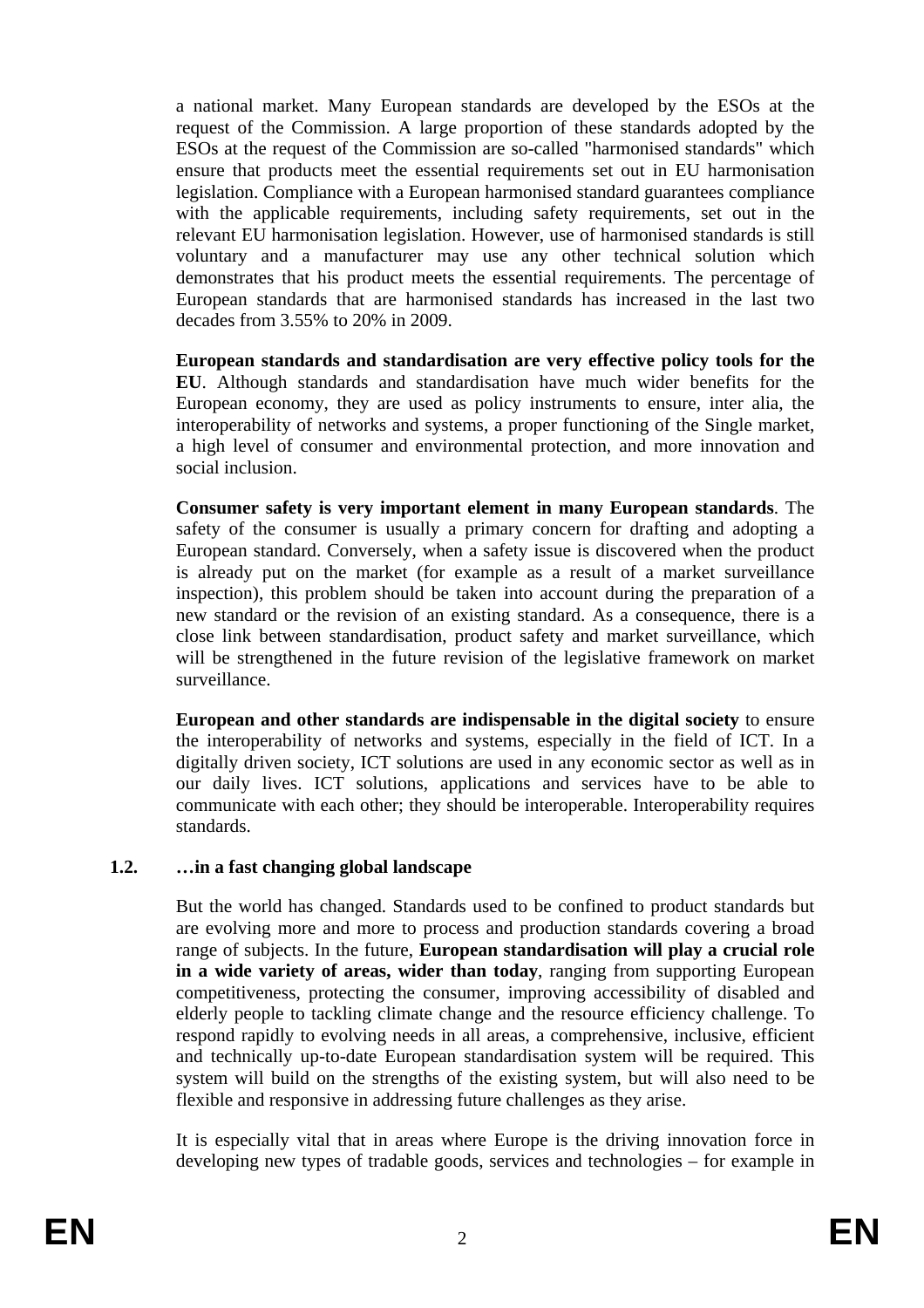a national market. Many European standards are developed by the ESOs at the request of the Commission. A large proportion of these standards adopted by the ESOs at the request of the Commission are so-called "harmonised standards" which ensure that products meet the essential requirements set out in EU harmonisation legislation. Compliance with a European harmonised standard guarantees compliance with the applicable requirements, including safety requirements, set out in the relevant EU harmonisation legislation. However, use of harmonised standards is still voluntary and a manufacturer may use any other technical solution which demonstrates that his product meets the essential requirements. The percentage of European standards that are harmonised standards has increased in the last two decades from 3.55% to 20% in 2009.

**European standards and standardisation are very effective policy tools for the EU**. Although standards and standardisation have much wider benefits for the European economy, they are used as policy instruments to ensure, inter alia, the interoperability of networks and systems, a proper functioning of the Single market, a high level of consumer and environmental protection, and more innovation and social inclusion.

**Consumer safety is very important element in many European standards**. The safety of the consumer is usually a primary concern for drafting and adopting a European standard. Conversely, when a safety issue is discovered when the product is already put on the market (for example as a result of a market surveillance inspection), this problem should be taken into account during the preparation of a new standard or the revision of an existing standard. As a consequence, there is a close link between standardisation, product safety and market surveillance, which will be strengthened in the future revision of the legislative framework on market surveillance.

**European and other standards are indispensable in the digital society** to ensure the interoperability of networks and systems, especially in the field of ICT. In a digitally driven society, ICT solutions are used in any economic sector as well as in our daily lives. ICT solutions, applications and services have to be able to communicate with each other; they should be interoperable. Interoperability requires standards.

### 1.2. …in a fast changing global landscape

But the world has changed. Standards used to be confined to product standards but are evolving more and more to process and production standards covering a broad range of subjects. In the future, **European standardisation will play a crucial role in a wide variety of areas, wider than today**, ranging from supporting European competitiveness, protecting the consumer, improving accessibility of disabled and elderly people to tackling climate change and the resource efficiency challenge. To respond rapidly to evolving needs in all areas, a comprehensive, inclusive, efficient and technically up-to-date European standardisation system will be required. This system will build on the strengths of the existing system, but will also need to be flexible and responsive in addressing future challenges as they arise.

It is especially vital that in areas where Europe is the driving innovation force in developing new types of tradable goods, services and technologies – for example in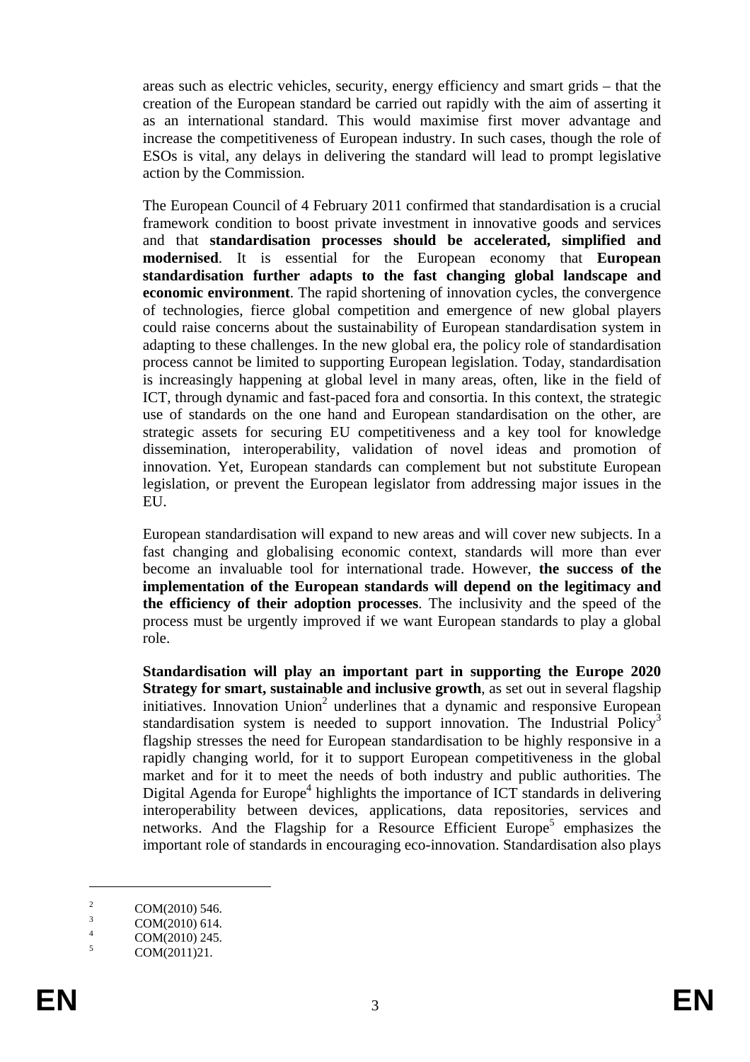areas such as electric vehicles, security, energy efficiency and smart grids – that the creation of the European standard be carried out rapidly with the aim of asserting it as an international standard. This would maximise first mover advantage and increase the competitiveness of European industry. In such cases, though the role of ESOs is vital, any delays in delivering the standard will lead to prompt legislative action by the Commission.

The European Council of 4 February 2011 confirmed that standardisation is a crucial framework condition to boost private investment in innovative goods and services and that **standardisation processes should be accelerated, simplified and modernised**. It is essential for the European economy that **European standardisation further adapts to the fast changing global landscape and economic environment**. The rapid shortening of innovation cycles, the convergence of technologies, fierce global competition and emergence of new global players could raise concerns about the sustainability of European standardisation system in adapting to these challenges. In the new global era, the policy role of standardisation process cannot be limited to supporting European legislation. Today, standardisation is increasingly happening at global level in many areas, often, like in the field of ICT, through dynamic and fast-paced fora and consortia. In this context, the strategic use of standards on the one hand and European standardisation on the other, are strategic assets for securing EU competitiveness and a key tool for knowledge dissemination, interoperability, validation of novel ideas and promotion of innovation. Yet, European standards can complement but not substitute European legislation, or prevent the European legislator from addressing major issues in the EU.

European standardisation will expand to new areas and will cover new subjects. In a fast changing and globalising economic context, standards will more than ever become an invaluable tool for international trade. However, **the success of the implementation of the European standards will depend on the legitimacy and the efficiency of their adoption processes**. The inclusivity and the speed of the process must be urgently improved if we want European standards to play a global role.

**Standardisation will play an important part in supporting the Europe 2020 Strategy for smart, sustainable and inclusive growth**, as set out in several flagship initiatives. Innovation Union[2] underlines that a dynamic and responsive European standardisation system is needed to support innovation. The Industrial Policy[3] flagship stresses the need for European standardisation to be highly responsive in a rapidly changing world, for it to support European competitiveness in the global market and for it to meet the needs of both industry and public authorities. The Digital Agenda for Europe[4] highlights the importance of ICT standards in delivering interoperability between devices, applications, data repositories, services and networks. And the Flagship for a Resource Efficient Europe[5] emphasizes the important role of standards in encouraging eco-innovation. Standardisation also plays

---

[2] COM(2010) 546.

[3] COM(2010) 614.

[4] COM(2010) 245.

[5] COM(2011)21.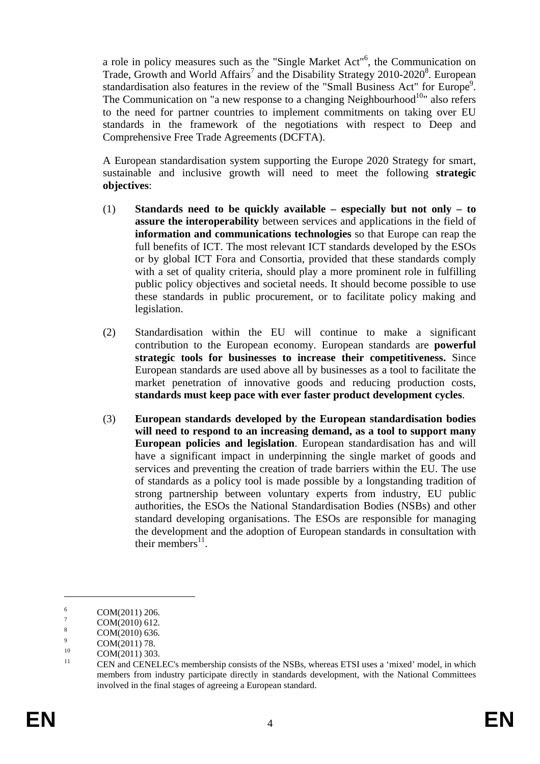a role in policy measures such as the "Single Market Act"[6], the Communication on Trade, Growth and World Affairs[7] and the Disability Strategy 2010-2020[8]. European standardisation also features in the review of the "Small Business Act" for Europe[9]. The Communication on "a new response to a changing Neighbourhood[10]" also refers to the need for partner countries to implement commitments on taking over EU standards in the framework of the negotiations with respect to Deep and Comprehensive Free Trade Agreements (DCFTA).

A European standardisation system supporting the Europe 2020 Strategy for smart, sustainable and inclusive growth will need to meet the following **strategic objectives**:

(1) **Standards need to be quickly available – especially but not only – to assure the interoperability** between services and applications in the field of **information and communications technologies** so that Europe can reap the full benefits of ICT. The most relevant ICT standards developed by the ESOs or by global ICT Fora and Consortia, provided that these standards comply with a set of quality criteria, should play a more prominent role in fulfilling public policy objectives and societal needs. It should become possible to use these standards in public procurement, or to facilitate policy making and legislation.

(2) Standardisation within the EU will continue to make a significant contribution to the European economy. European standards are **powerful strategic tools for businesses to increase their competitiveness.** Since European standards are used above all by businesses as a tool to facilitate the market penetration of innovative goods and reducing production costs, **standards must keep pace with ever faster product development cycles**.

(3) **European standards developed by the European standardisation bodies will need to respond to an increasing demand, as a tool to support many European policies and legislation**. European standardisation has and will have a significant impact in underpinning the single market of goods and services and preventing the creation of trade barriers within the EU. The use of standards as a policy tool is made possible by a longstanding tradition of strong partnership between voluntary experts from industry, EU public authorities, the ESOs the National Standardisation Bodies (NSBs) and other standard developing organisations. The ESOs are responsible for managing the development and the adoption of European standards in consultation with their members[11].

---

[6] COM(2011) 206.

[7] COM(2010) 612.

[8] COM(2010) 636.

[9] COM(2011) 78.

[10] COM(2011) 303.

[11] CEN and CENELEC's membership consists of the NSBs, whereas ETSI uses a 'mixed' model, in which members from industry participate directly in standards development, with the National Committees involved in the final stages of agreeing a European standard.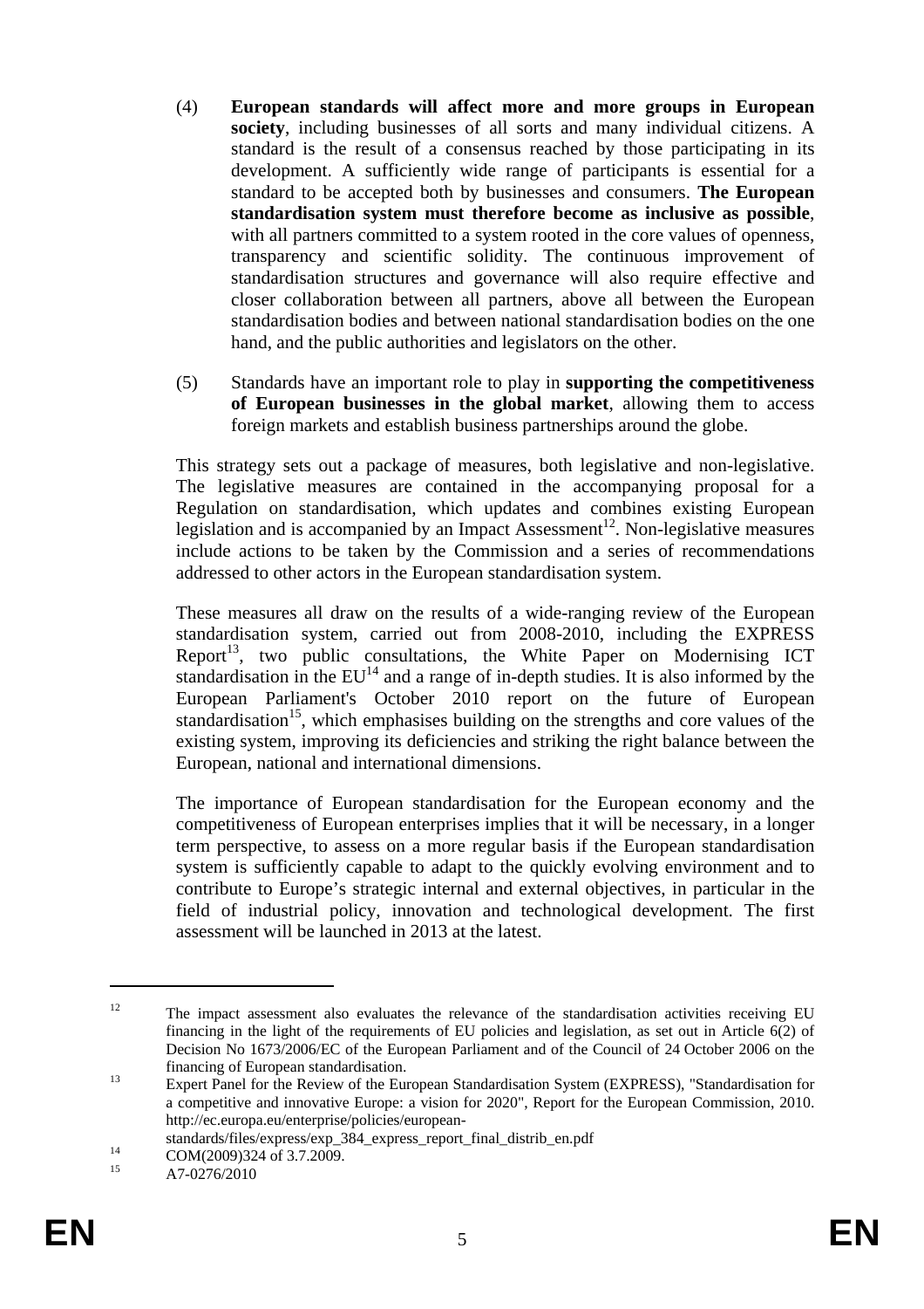(4) **European standards will affect more and more groups in European society**, including businesses of all sorts and many individual citizens. A standard is the result of a consensus reached by those participating in its development. A sufficiently wide range of participants is essential for a standard to be accepted both by businesses and consumers. **The European standardisation system must therefore become as inclusive as possible**, with all partners committed to a system rooted in the core values of openness, transparency and scientific solidity. The continuous improvement of standardisation structures and governance will also require effective and closer collaboration between all partners, above all between the European standardisation bodies and between national standardisation bodies on the one hand, and the public authorities and legislators on the other.

(5) Standards have an important role to play in **supporting the competitiveness of European businesses in the global market**, allowing them to access foreign markets and establish business partnerships around the globe.

This strategy sets out a package of measures, both legislative and non-legislative. The legislative measures are contained in the accompanying proposal for a Regulation on standardisation, which updates and combines existing European legislation and is accompanied by an Impact Assessment[12]. Non-legislative measures include actions to be taken by the Commission and a series of recommendations addressed to other actors in the European standardisation system.

These measures all draw on the results of a wide-ranging review of the European standardisation system, carried out from 2008-2010, including the EXPRESS Report[13], two public consultations, the White Paper on Modernising ICT standardisation in the EU[14] and a range of in-depth studies. It is also informed by the European Parliament's October 2010 report on the future of European standardisation[15], which emphasises building on the strengths and core values of the existing system, improving its deficiencies and striking the right balance between the European, national and international dimensions.

The importance of European standardisation for the European economy and the competitiveness of European enterprises implies that it will be necessary, in a longer term perspective, to assess on a more regular basis if the European standardisation system is sufficiently capable to adapt to the quickly evolving environment and to contribute to Europe's strategic internal and external objectives, in particular in the field of industrial policy, innovation and technological development. The first assessment will be launched in 2013 at the latest.

---

[12] The impact assessment also evaluates the relevance of the standardisation activities receiving EU financing in the light of the requirements of EU policies and legislation, as set out in Article 6(2) of Decision No 1673/2006/EC of the European Parliament and of the Council of 24 October 2006 on the financing of European standardisation.

[13] Expert Panel for the Review of the European Standardisation System (EXPRESS), "Standardisation for a competitive and innovative Europe: a vision for 2020", Report for the European Commission, 2010. http://ec.europa.eu/enterprise/policies/european-standards/files/express/exp_384_express_report_final_distrib_en.pdf

[14] COM(2009)324 of 3.7.2009.

[15] A7-0276/2010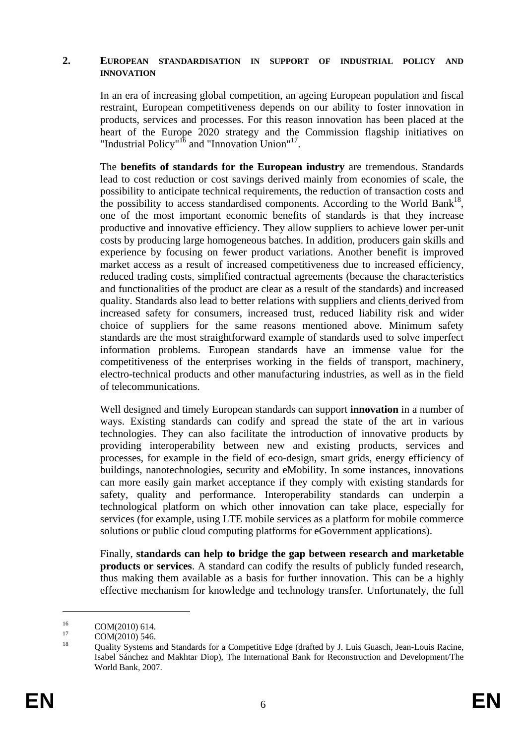## 2. EUROPEAN STANDARDISATION IN SUPPORT OF INDUSTRIAL POLICY AND INNOVATION

In an era of increasing global competition, an ageing European population and fiscal restraint, European competitiveness depends on our ability to foster innovation in products, services and processes. For this reason innovation has been placed at the heart of the Europe 2020 strategy and the Commission flagship initiatives on "Industrial Policy"[16] and "Innovation Union"[17].

The **benefits of standards for the European industry** are tremendous. Standards lead to cost reduction or cost savings derived mainly from economies of scale, the possibility to anticipate technical requirements, the reduction of transaction costs and the possibility to access standardised components. According to the World Bank[18], one of the most important economic benefits of standards is that they increase productive and innovative efficiency. They allow suppliers to achieve lower per-unit costs by producing large homogeneous batches. In addition, producers gain skills and experience by focusing on fewer product variations. Another benefit is improved market access as a result of increased competitiveness due to increased efficiency, reduced trading costs, simplified contractual agreements (because the characteristics and functionalities of the product are clear as a result of the standards) and increased quality. Standards also lead to better relations with suppliers and clients derived from increased safety for consumers, increased trust, reduced liability risk and wider choice of suppliers for the same reasons mentioned above. Minimum safety standards are the most straightforward example of standards used to solve imperfect information problems. European standards have an immense value for the competitiveness of the enterprises working in the fields of transport, machinery, electro-technical products and other manufacturing industries, as well as in the field of telecommunications.

Well designed and timely European standards can support **innovation** in a number of ways. Existing standards can codify and spread the state of the art in various technologies. They can also facilitate the introduction of innovative products by providing interoperability between new and existing products, services and processes, for example in the field of eco-design, smart grids, energy efficiency of buildings, nanotechnologies, security and eMobility. In some instances, innovations can more easily gain market acceptance if they comply with existing standards for safety, quality and performance. Interoperability standards can underpin a technological platform on which other innovation can take place, especially for services (for example, using LTE mobile services as a platform for mobile commerce solutions or public cloud computing platforms for eGovernment applications).

Finally, **standards can help to bridge the gap between research and marketable products or services**. A standard can codify the results of publicly funded research, thus making them available as a basis for further innovation. This can be a highly effective mechanism for knowledge and technology transfer. Unfortunately, the full

---

[16] COM(2010) 614.

[17] COM(2010) 546.

[18] Quality Systems and Standards for a Competitive Edge (drafted by J. Luis Guasch, Jean-Louis Racine, Isabel Sánchez and Makhtar Diop), The International Bank for Reconstruction and Development/The World Bank, 2007.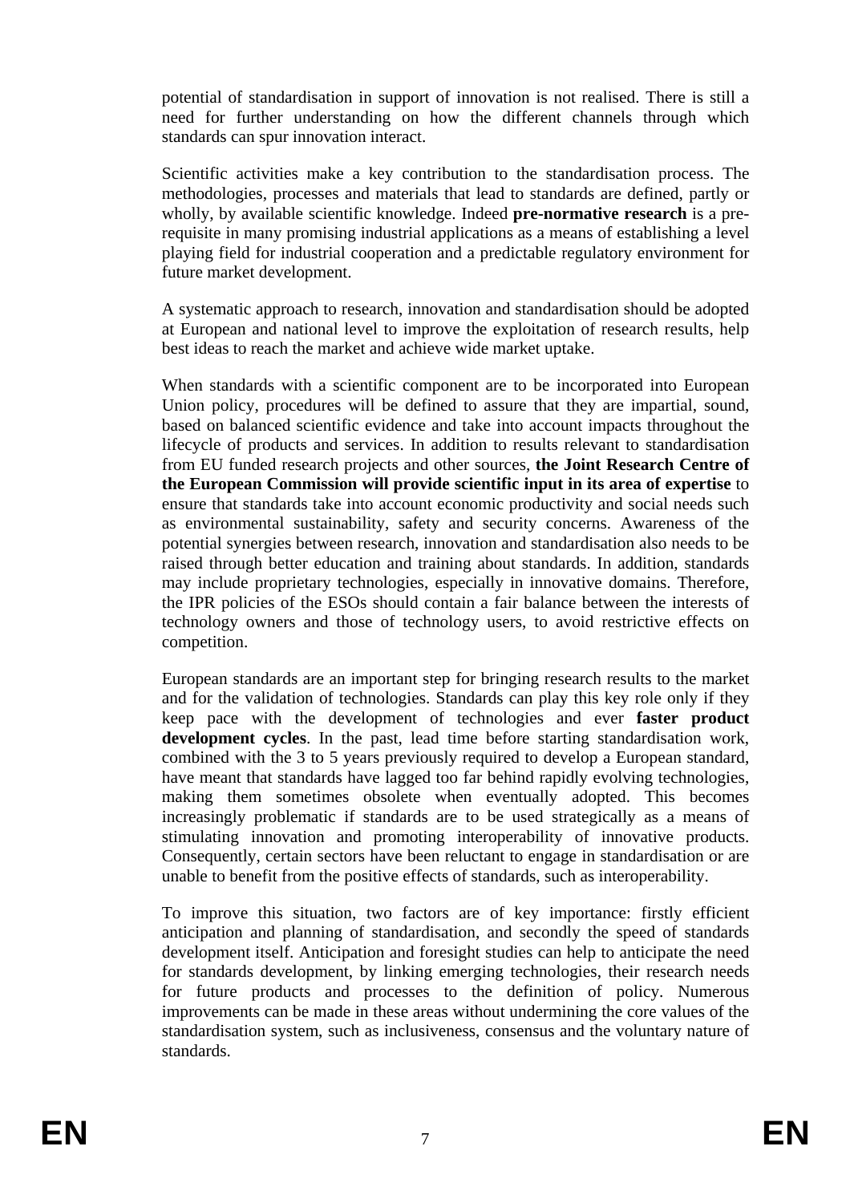potential of standardisation in support of innovation is not realised. There is still a need for further understanding on how the different channels through which standards can spur innovation interact.

Scientific activities make a key contribution to the standardisation process. The methodologies, processes and materials that lead to standards are defined, partly or wholly, by available scientific knowledge. Indeed **pre-normative research** is a pre-requisite in many promising industrial applications as a means of establishing a level playing field for industrial cooperation and a predictable regulatory environment for future market development.

A systematic approach to research, innovation and standardisation should be adopted at European and national level to improve the exploitation of research results, help best ideas to reach the market and achieve wide market uptake.

When standards with a scientific component are to be incorporated into European Union policy, procedures will be defined to assure that they are impartial, sound, based on balanced scientific evidence and take into account impacts throughout the lifecycle of products and services. In addition to results relevant to standardisation from EU funded research projects and other sources, **the Joint Research Centre of the European Commission will provide scientific input in its area of expertise** to ensure that standards take into account economic productivity and social needs such as environmental sustainability, safety and security concerns. Awareness of the potential synergies between research, innovation and standardisation also needs to be raised through better education and training about standards. In addition, standards may include proprietary technologies, especially in innovative domains. Therefore, the IPR policies of the ESOs should contain a fair balance between the interests of technology owners and those of technology users, to avoid restrictive effects on competition.

European standards are an important step for bringing research results to the market and for the validation of technologies. Standards can play this key role only if they keep pace with the development of technologies and ever **faster product development cycles**. In the past, lead time before starting standardisation work, combined with the 3 to 5 years previously required to develop a European standard, have meant that standards have lagged too far behind rapidly evolving technologies, making them sometimes obsolete when eventually adopted. This becomes increasingly problematic if standards are to be used strategically as a means of stimulating innovation and promoting interoperability of innovative products. Consequently, certain sectors have been reluctant to engage in standardisation or are unable to benefit from the positive effects of standards, such as interoperability.

To improve this situation, two factors are of key importance: firstly efficient anticipation and planning of standardisation, and secondly the speed of standards development itself. Anticipation and foresight studies can help to anticipate the need for standards development, by linking emerging technologies, their research needs for future products and processes to the definition of policy. Numerous improvements can be made in these areas without undermining the core values of the standardisation system, such as inclusiveness, consensus and the voluntary nature of standards.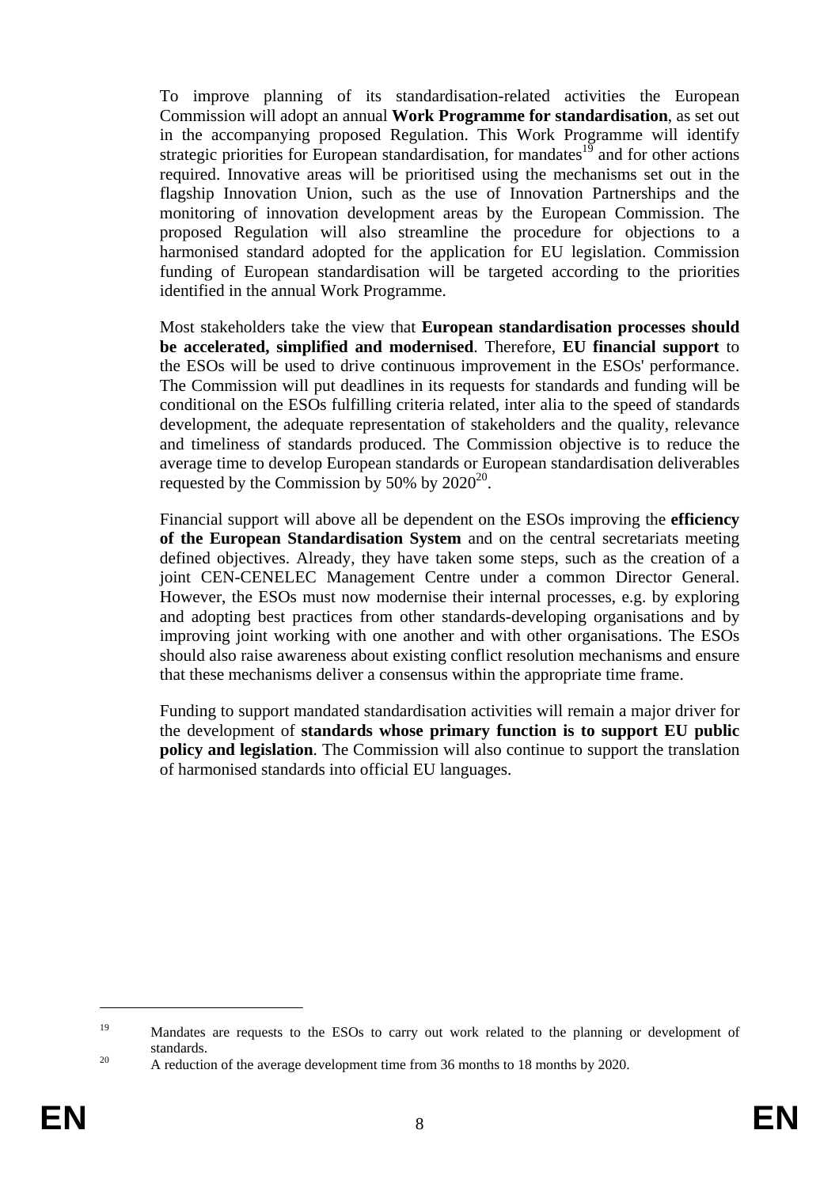To improve planning of its standardisation-related activities the European Commission will adopt an annual **Work Programme for standardisation**, as set out in the accompanying proposed Regulation. This Work Programme will identify strategic priorities for European standardisation, for mandates[19] and for other actions required. Innovative areas will be prioritised using the mechanisms set out in the flagship Innovation Union, such as the use of Innovation Partnerships and the monitoring of innovation development areas by the European Commission. The proposed Regulation will also streamline the procedure for objections to a harmonised standard adopted for the application for EU legislation. Commission funding of European standardisation will be targeted according to the priorities identified in the annual Work Programme.

Most stakeholders take the view that **European standardisation processes should be accelerated, simplified and modernised**. Therefore, **EU financial support** to the ESOs will be used to drive continuous improvement in the ESOs' performance. The Commission will put deadlines in its requests for standards and funding will be conditional on the ESOs fulfilling criteria related, inter alia to the speed of standards development, the adequate representation of stakeholders and the quality, relevance and timeliness of standards produced. The Commission objective is to reduce the average time to develop European standards or European standardisation deliverables requested by the Commission by 50% by 2020[20].

Financial support will above all be dependent on the ESOs improving the **efficiency of the European Standardisation System** and on the central secretariats meeting defined objectives. Already, they have taken some steps, such as the creation of a joint CEN-CENELEC Management Centre under a common Director General. However, the ESOs must now modernise their internal processes, e.g. by exploring and adopting best practices from other standards-developing organisations and by improving joint working with one another and with other organisations. The ESOs should also raise awareness about existing conflict resolution mechanisms and ensure that these mechanisms deliver a consensus within the appropriate time frame.

Funding to support mandated standardisation activities will remain a major driver for the development of **standards whose primary function is to support EU public policy and legislation**. The Commission will also continue to support the translation of harmonised standards into official EU languages.

---

[19] Mandates are requests to the ESOs to carry out work related to the planning or development of standards.

[20] A reduction of the average development time from 36 months to 18 months by 2020.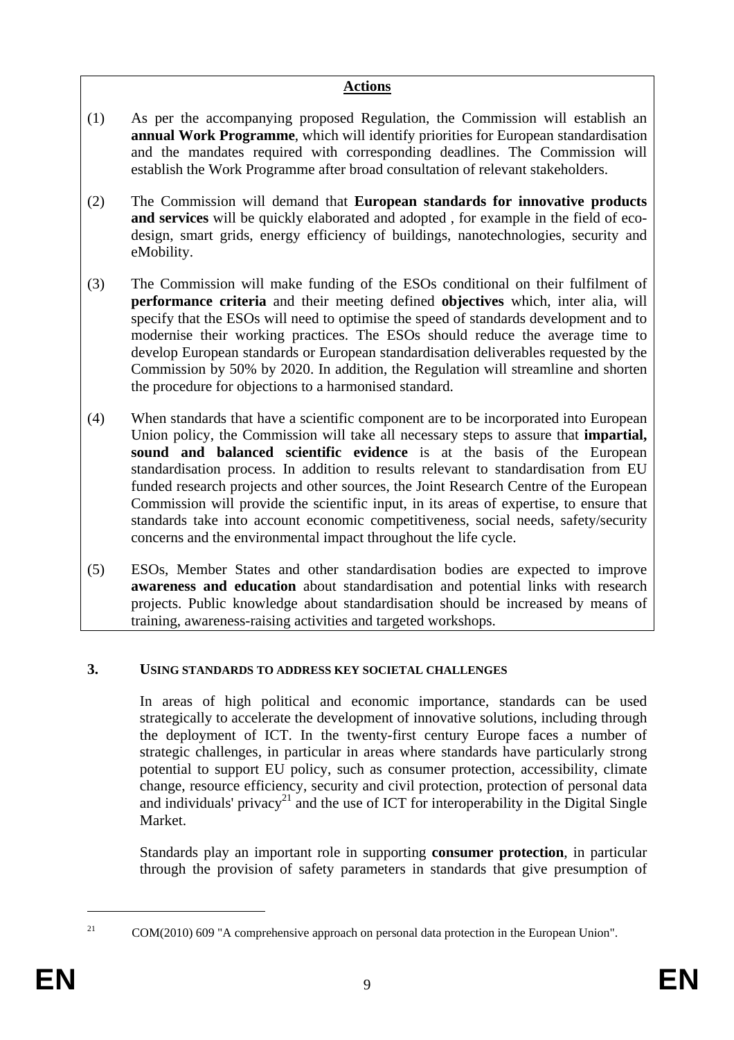**Actions**

(1) As per the accompanying proposed Regulation, the Commission will establish an **annual Work Programme**, which will identify priorities for European standardisation and the mandates required with corresponding deadlines. The Commission will establish the Work Programme after broad consultation of relevant stakeholders.

(2) The Commission will demand that **European standards for innovative products and services** will be quickly elaborated and adopted , for example in the field of eco-design, smart grids, energy efficiency of buildings, nanotechnologies, security and eMobility.

(3) The Commission will make funding of the ESOs conditional on their fulfilment of **performance criteria** and their meeting defined **objectives** which, inter alia, will specify that the ESOs will need to optimise the speed of standards development and to modernise their working practices. The ESOs should reduce the average time to develop European standards or European standardisation deliverables requested by the Commission by 50% by 2020. In addition, the Regulation will streamline and shorten the procedure for objections to a harmonised standard.

(4) When standards that have a scientific component are to be incorporated into European Union policy, the Commission will take all necessary steps to assure that **impartial, sound and balanced scientific evidence** is at the basis of the European standardisation process. In addition to results relevant to standardisation from EU funded research projects and other sources, the Joint Research Centre of the European Commission will provide the scientific input, in its areas of expertise, to ensure that standards take into account economic competitiveness, social needs, safety/security concerns and the environmental impact throughout the life cycle.

(5) ESOs, Member States and other standardisation bodies are expected to improve **awareness and education** about standardisation and potential links with research projects. Public knowledge about standardisation should be increased by means of training, awareness-raising activities and targeted workshops.

## 3. USING STANDARDS TO ADDRESS KEY SOCIETAL CHALLENGES

In areas of high political and economic importance, standards can be used strategically to accelerate the development of innovative solutions, including through the deployment of ICT. In the twenty-first century Europe faces a number of strategic challenges, in particular in areas where standards have particularly strong potential to support EU policy, such as consumer protection, accessibility, climate change, resource efficiency, security and civil protection, protection of personal data and individuals' privacy[21] and the use of ICT for interoperability in the Digital Single Market.

Standards play an important role in supporting **consumer protection**, in particular through the provision of safety parameters in standards that give presumption of

[21] COM(2010) 609 "A comprehensive approach on personal data protection in the European Union".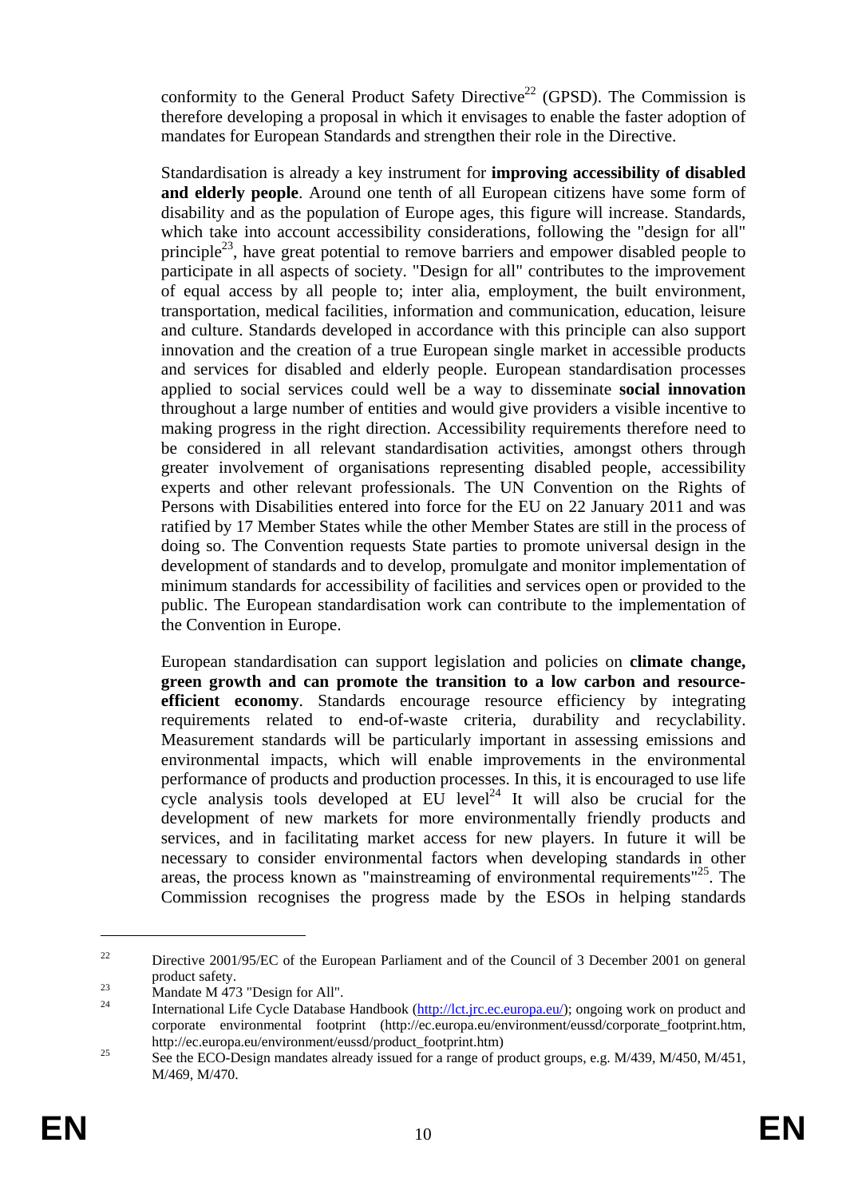conformity to the General Product Safety Directive[22] (GPSD). The Commission is therefore developing a proposal in which it envisages to enable the faster adoption of mandates for European Standards and strengthen their role in the Directive.

Standardisation is already a key instrument for **improving accessibility of disabled and elderly people**. Around one tenth of all European citizens have some form of disability and as the population of Europe ages, this figure will increase. Standards, which take into account accessibility considerations, following the "design for all" principle[23], have great potential to remove barriers and empower disabled people to participate in all aspects of society. "Design for all" contributes to the improvement of equal access by all people to; inter alia, employment, the built environment, transportation, medical facilities, information and communication, education, leisure and culture. Standards developed in accordance with this principle can also support innovation and the creation of a true European single market in accessible products and services for disabled and elderly people. European standardisation processes applied to social services could well be a way to disseminate **social innovation** throughout a large number of entities and would give providers a visible incentive to making progress in the right direction. Accessibility requirements therefore need to be considered in all relevant standardisation activities, amongst others through greater involvement of organisations representing disabled people, accessibility experts and other relevant professionals. The UN Convention on the Rights of Persons with Disabilities entered into force for the EU on 22 January 2011 and was ratified by 17 Member States while the other Member States are still in the process of doing so. The Convention requests State parties to promote universal design in the development of standards and to develop, promulgate and monitor implementation of minimum standards for accessibility of facilities and services open or provided to the public. The European standardisation work can contribute to the implementation of the Convention in Europe.

European standardisation can support legislation and policies on **climate change, green growth and can promote the transition to a low carbon and resource-efficient economy**. Standards encourage resource efficiency by integrating requirements related to end-of-waste criteria, durability and recyclability. Measurement standards will be particularly important in assessing emissions and environmental impacts, which will enable improvements in the environmental performance of products and production processes. In this, it is encouraged to use life cycle analysis tools developed at EU level[24] It will also be crucial for the development of new markets for more environmentally friendly products and services, and in facilitating market access for new players. In future it will be necessary to consider environmental factors when developing standards in other areas, the process known as "mainstreaming of environmental requirements"[25]. The Commission recognises the progress made by the ESOs in helping standards

---

[22] Directive 2001/95/EC of the European Parliament and of the Council of 3 December 2001 on general product safety.

[23] Mandate M 473 "Design for All".

[24] International Life Cycle Database Handbook (http://lct.jrc.ec.europa.eu/); ongoing work on product and corporate environmental footprint (http://ec.europa.eu/environment/eussd/corporate_footprint.htm, http://ec.europa.eu/environment/eussd/product_footprint.htm)

[25] See the ECO-Design mandates already issued for a range of product groups, e.g. M/439, M/450, M/451, M/469, M/470.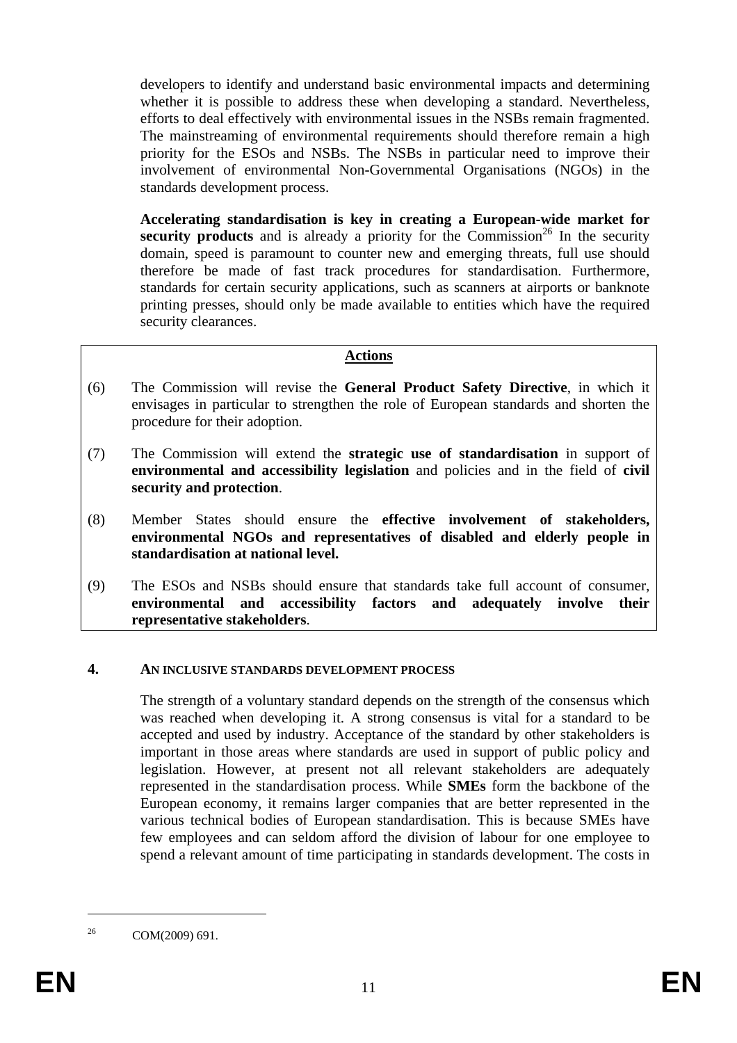developers to identify and understand basic environmental impacts and determining whether it is possible to address these when developing a standard. Nevertheless, efforts to deal effectively with environmental issues in the NSBs remain fragmented. The mainstreaming of environmental requirements should therefore remain a high priority for the ESOs and NSBs. The NSBs in particular need to improve their involvement of environmental Non-Governmental Organisations (NGOs) in the standards development process.

**Accelerating standardisation is key in creating a European-wide market for security products** and is already a priority for the Commission[26] In the security domain, speed is paramount to counter new and emerging threats, full use should therefore be made of fast track procedures for standardisation. Furthermore, standards for certain security applications, such as scanners at airports or banknote printing presses, should only be made available to entities which have the required security clearances.

**Actions**

(6) The Commission will revise the **General Product Safety Directive**, in which it envisages in particular to strengthen the role of European standards and shorten the procedure for their adoption.

(7) The Commission will extend the **strategic use of standardisation** in support of **environmental and accessibility legislation** and policies and in the field of **civil security and protection**.

(8) Member States should ensure the **effective involvement of stakeholders, environmental NGOs and representatives of disabled and elderly people in standardisation at national level.**

(9) The ESOs and NSBs should ensure that standards take full account of consumer, **environmental and accessibility factors and adequately involve their representative stakeholders**.

## 4. AN INCLUSIVE STANDARDS DEVELOPMENT PROCESS

The strength of a voluntary standard depends on the strength of the consensus which was reached when developing it. A strong consensus is vital for a standard to be accepted and used by industry. Acceptance of the standard by other stakeholders is important in those areas where standards are used in support of public policy and legislation. However, at present not all relevant stakeholders are adequately represented in the standardisation process. While **SMEs** form the backbone of the European economy, it remains larger companies that are better represented in the various technical bodies of European standardisation. This is because SMEs have few employees and can seldom afford the division of labour for one employee to spend a relevant amount of time participating in standards development. The costs in

[26] COM(2009) 691.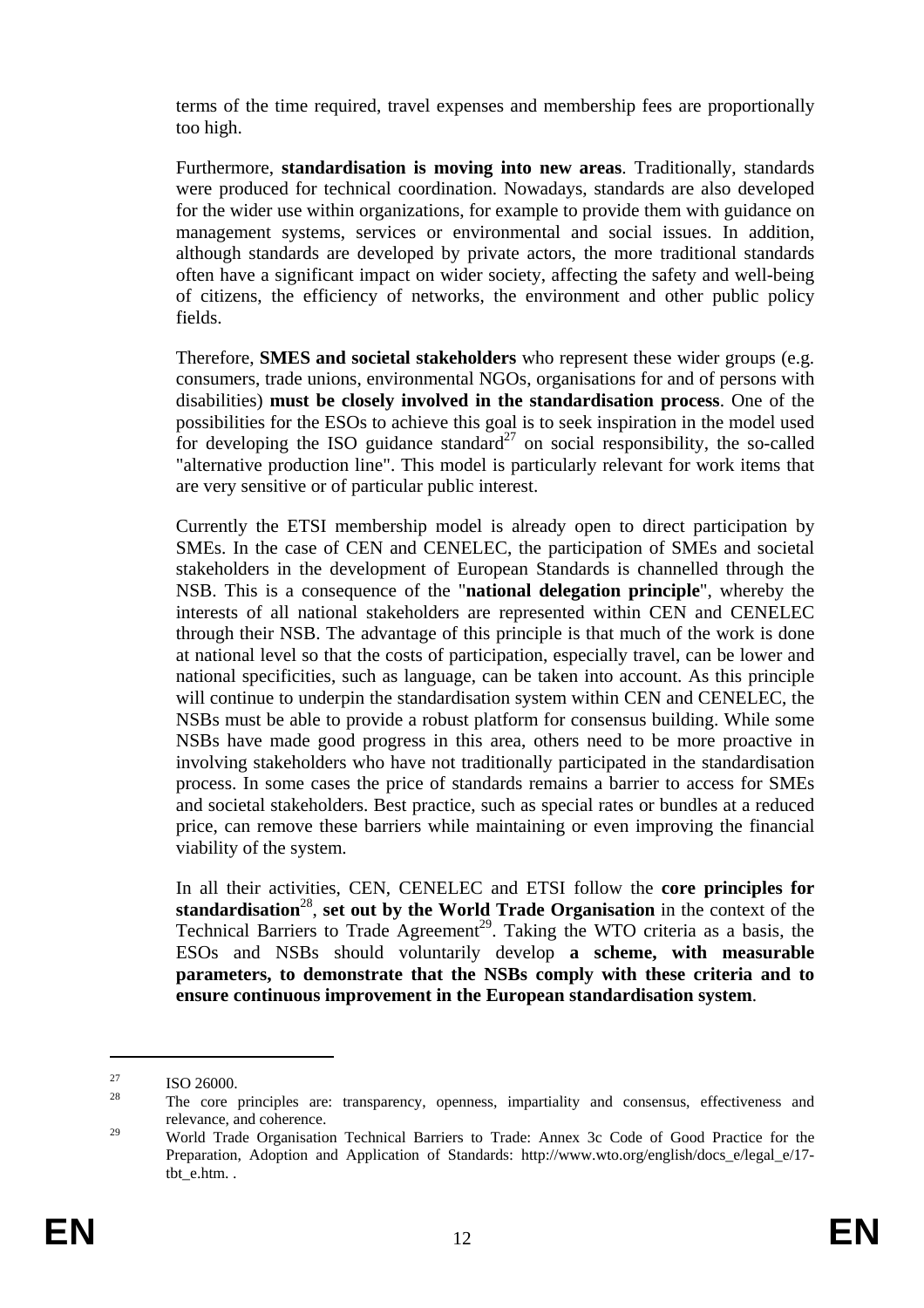terms of the time required, travel expenses and membership fees are proportionally too high.

Furthermore, **standardisation is moving into new areas**. Traditionally, standards were produced for technical coordination. Nowadays, standards are also developed for the wider use within organizations, for example to provide them with guidance on management systems, services or environmental and social issues. In addition, although standards are developed by private actors, the more traditional standards often have a significant impact on wider society, affecting the safety and well-being of citizens, the efficiency of networks, the environment and other public policy fields.

Therefore, **SMES and societal stakeholders** who represent these wider groups (e.g. consumers, trade unions, environmental NGOs, organisations for and of persons with disabilities) **must be closely involved in the standardisation process**. One of the possibilities for the ESOs to achieve this goal is to seek inspiration in the model used for developing the ISO guidance standard[27] on social responsibility, the so-called "alternative production line". This model is particularly relevant for work items that are very sensitive or of particular public interest.

Currently the ETSI membership model is already open to direct participation by SMEs. In the case of CEN and CENELEC, the participation of SMEs and societal stakeholders in the development of European Standards is channelled through the NSB. This is a consequence of the "**national delegation principle**", whereby the interests of all national stakeholders are represented within CEN and CENELEC through their NSB. The advantage of this principle is that much of the work is done at national level so that the costs of participation, especially travel, can be lower and national specificities, such as language, can be taken into account. As this principle will continue to underpin the standardisation system within CEN and CENELEC, the NSBs must be able to provide a robust platform for consensus building. While some NSBs have made good progress in this area, others need to be more proactive in involving stakeholders who have not traditionally participated in the standardisation process. In some cases the price of standards remains a barrier to access for SMEs and societal stakeholders. Best practice, such as special rates or bundles at a reduced price, can remove these barriers while maintaining or even improving the financial viability of the system.

In all their activities, CEN, CENELEC and ETSI follow the **core principles for standardisation**[28], **set out by the World Trade Organisation** in the context of the Technical Barriers to Trade Agreement[29]. Taking the WTO criteria as a basis, the ESOs and NSBs should voluntarily develop **a scheme, with measurable parameters, to demonstrate that the NSBs comply with these criteria and to ensure continuous improvement in the European standardisation system**.

---

[27] ISO 26000.

[28] The core principles are: transparency, openness, impartiality and consensus, effectiveness and relevance, and coherence.

[29] World Trade Organisation Technical Barriers to Trade: Annex 3c Code of Good Practice for the Preparation, Adoption and Application of Standards: http://www.wto.org/english/docs_e/legal_e/17-tbt_e.htm. .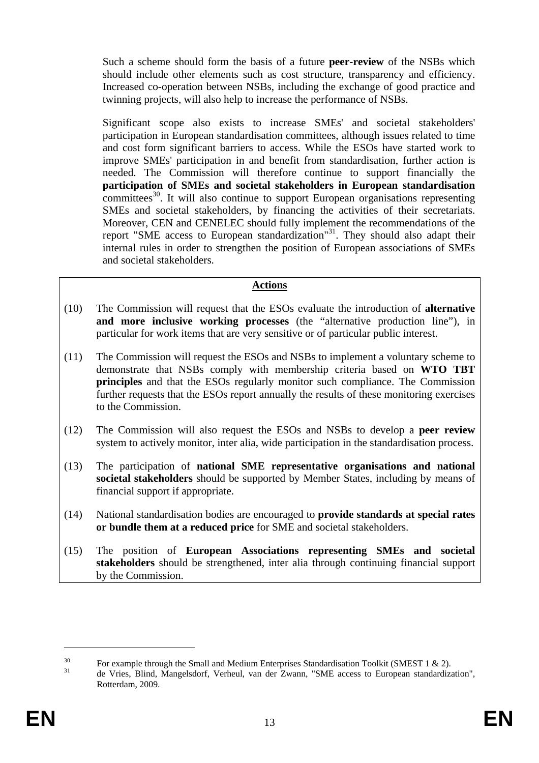Such a scheme should form the basis of a future **peer-review** of the NSBs which should include other elements such as cost structure, transparency and efficiency. Increased co-operation between NSBs, including the exchange of good practice and twinning projects, will also help to increase the performance of NSBs.

Significant scope also exists to increase SMEs' and societal stakeholders' participation in European standardisation committees, although issues related to time and cost form significant barriers to access. While the ESOs have started work to improve SMEs' participation in and benefit from standardisation, further action is needed. The Commission will therefore continue to support financially the **participation of SMEs and societal stakeholders in European standardisation** committees[30]. It will also continue to support European organisations representing SMEs and societal stakeholders, by financing the activities of their secretariats. Moreover, CEN and CENELEC should fully implement the recommendations of the report "SME access to European standardization"[31]. They should also adapt their internal rules in order to strengthen the position of European associations of SMEs and societal stakeholders.

**Actions**

(10) The Commission will request that the ESOs evaluate the introduction of **alternative and more inclusive working processes** (the "alternative production line"), in particular for work items that are very sensitive or of particular public interest.

(11) The Commission will request the ESOs and NSBs to implement a voluntary scheme to demonstrate that NSBs comply with membership criteria based on **WTO TBT principles** and that the ESOs regularly monitor such compliance. The Commission further requests that the ESOs report annually the results of these monitoring exercises to the Commission.

(12) The Commission will also request the ESOs and NSBs to develop a **peer review** system to actively monitor, inter alia, wide participation in the standardisation process.

(13) The participation of **national SME representative organisations and national societal stakeholders** should be supported by Member States, including by means of financial support if appropriate.

(14) National standardisation bodies are encouraged to **provide standards at special rates or bundle them at a reduced price** for SME and societal stakeholders.

(15) The position of **European Associations representing SMEs and societal stakeholders** should be strengthened, inter alia through continuing financial support by the Commission.

---

[30] For example through the Small and Medium Enterprises Standardisation Toolkit (SMEST 1 & 2).

[31] de Vries, Blind, Mangelsdorf, Verheul, van der Zwann, "SME access to European standardization", Rotterdam, 2009.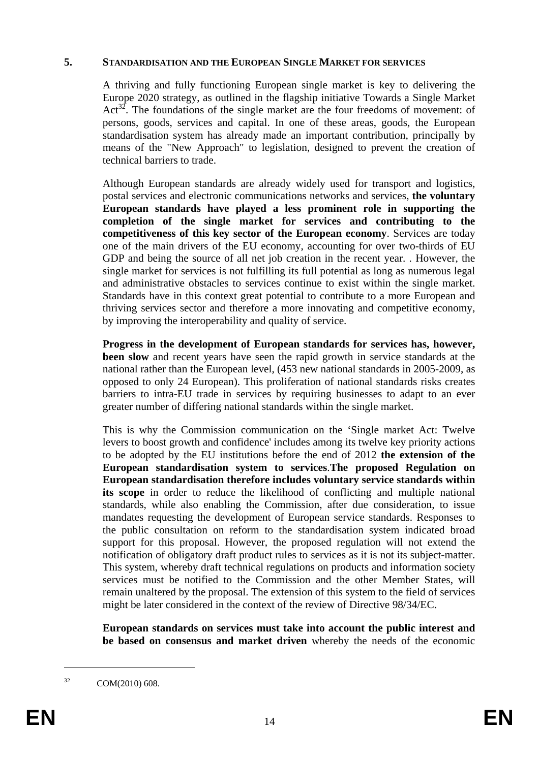## 5. STANDARDISATION AND THE EUROPEAN SINGLE MARKET FOR SERVICES

A thriving and fully functioning European single market is key to delivering the Europe 2020 strategy, as outlined in the flagship initiative Towards a Single Market Act[32]. The foundations of the single market are the four freedoms of movement: of persons, goods, services and capital. In one of these areas, goods, the European standardisation system has already made an important contribution, principally by means of the "New Approach" to legislation, designed to prevent the creation of technical barriers to trade.

Although European standards are already widely used for transport and logistics, postal services and electronic communications networks and services, **the voluntary European standards have played a less prominent role in supporting the completion of the single market for services and contributing to the competitiveness of this key sector of the European economy**. Services are today one of the main drivers of the EU economy, accounting for over two-thirds of EU GDP and being the source of all net job creation in the recent year. . However, the single market for services is not fulfilling its full potential as long as numerous legal and administrative obstacles to services continue to exist within the single market. Standards have in this context great potential to contribute to a more European and thriving services sector and therefore a more innovating and competitive economy, by improving the interoperability and quality of service.

**Progress in the development of European standards for services has, however, been slow** and recent years have seen the rapid growth in service standards at the national rather than the European level, (453 new national standards in 2005-2009, as opposed to only 24 European). This proliferation of national standards risks creates barriers to intra-EU trade in services by requiring businesses to adapt to an ever greater number of differing national standards within the single market.

This is why the Commission communication on the 'Single market Act: Twelve levers to boost growth and confidence' includes among its twelve key priority actions to be adopted by the EU institutions before the end of 2012 **the extension of the European standardisation system to services**.**The proposed Regulation on European standardisation therefore includes voluntary service standards within its scope** in order to reduce the likelihood of conflicting and multiple national standards, while also enabling the Commission, after due consideration, to issue mandates requesting the development of European service standards. Responses to the public consultation on reform to the standardisation system indicated broad support for this proposal. However, the proposed regulation will not extend the notification of obligatory draft product rules to services as it is not its subject-matter. This system, whereby draft technical regulations on products and information society services must be notified to the Commission and the other Member States, will remain unaltered by the proposal. The extension of this system to the field of services might be later considered in the context of the review of Directive 98/34/EC.

**European standards on services must take into account the public interest and be based on consensus and market driven** whereby the needs of the economic

[32] COM(2010) 608.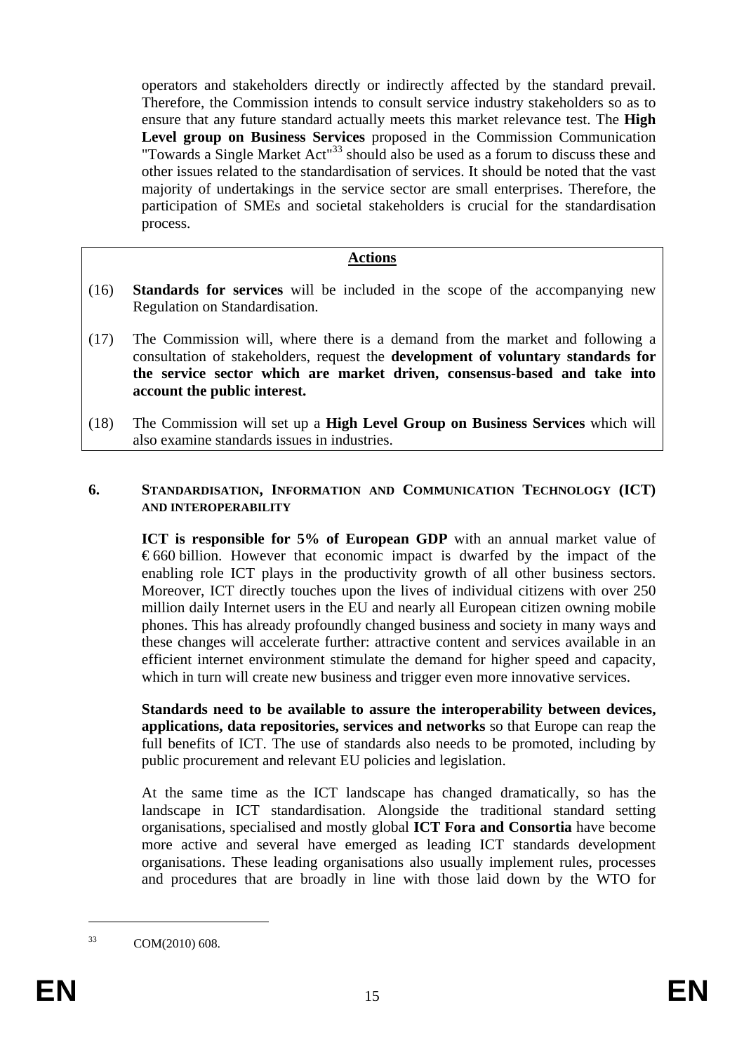operators and stakeholders directly or indirectly affected by the standard prevail. Therefore, the Commission intends to consult service industry stakeholders so as to ensure that any future standard actually meets this market relevance test. The **High Level group on Business Services** proposed in the Commission Communication "Towards a Single Market Act"[33] should also be used as a forum to discuss these and other issues related to the standardisation of services. It should be noted that the vast majority of undertakings in the service sector are small enterprises. Therefore, the participation of SMEs and societal stakeholders is crucial for the standardisation process.

**Actions**

(16) **Standards for services** will be included in the scope of the accompanying new Regulation on Standardisation.

(17) The Commission will, where there is a demand from the market and following a consultation of stakeholders, request the **development of voluntary standards for the service sector which are market driven, consensus-based and take into account the public interest.**

(18) The Commission will set up a **High Level Group on Business Services** which will also examine standards issues in industries.

## 6. STANDARDISATION, INFORMATION AND COMMUNICATION TECHNOLOGY (ICT) AND INTEROPERABILITY

**ICT is responsible for 5% of European GDP** with an annual market value of €660 billion. However that economic impact is dwarfed by the impact of the enabling role ICT plays in the productivity growth of all other business sectors. Moreover, ICT directly touches upon the lives of individual citizens with over 250 million daily Internet users in the EU and nearly all European citizen owning mobile phones. This has already profoundly changed business and society in many ways and these changes will accelerate further: attractive content and services available in an efficient internet environment stimulate the demand for higher speed and capacity, which in turn will create new business and trigger even more innovative services.

**Standards need to be available to assure the interoperability between devices, applications, data repositories, services and networks** so that Europe can reap the full benefits of ICT. The use of standards also needs to be promoted, including by public procurement and relevant EU policies and legislation.

At the same time as the ICT landscape has changed dramatically, so has the landscape in ICT standardisation. Alongside the traditional standard setting organisations, specialised and mostly global **ICT Fora and Consortia** have become more active and several have emerged as leading ICT standards development organisations. These leading organisations also usually implement rules, processes and procedures that are broadly in line with those laid down by the WTO for

[33] COM(2010) 608.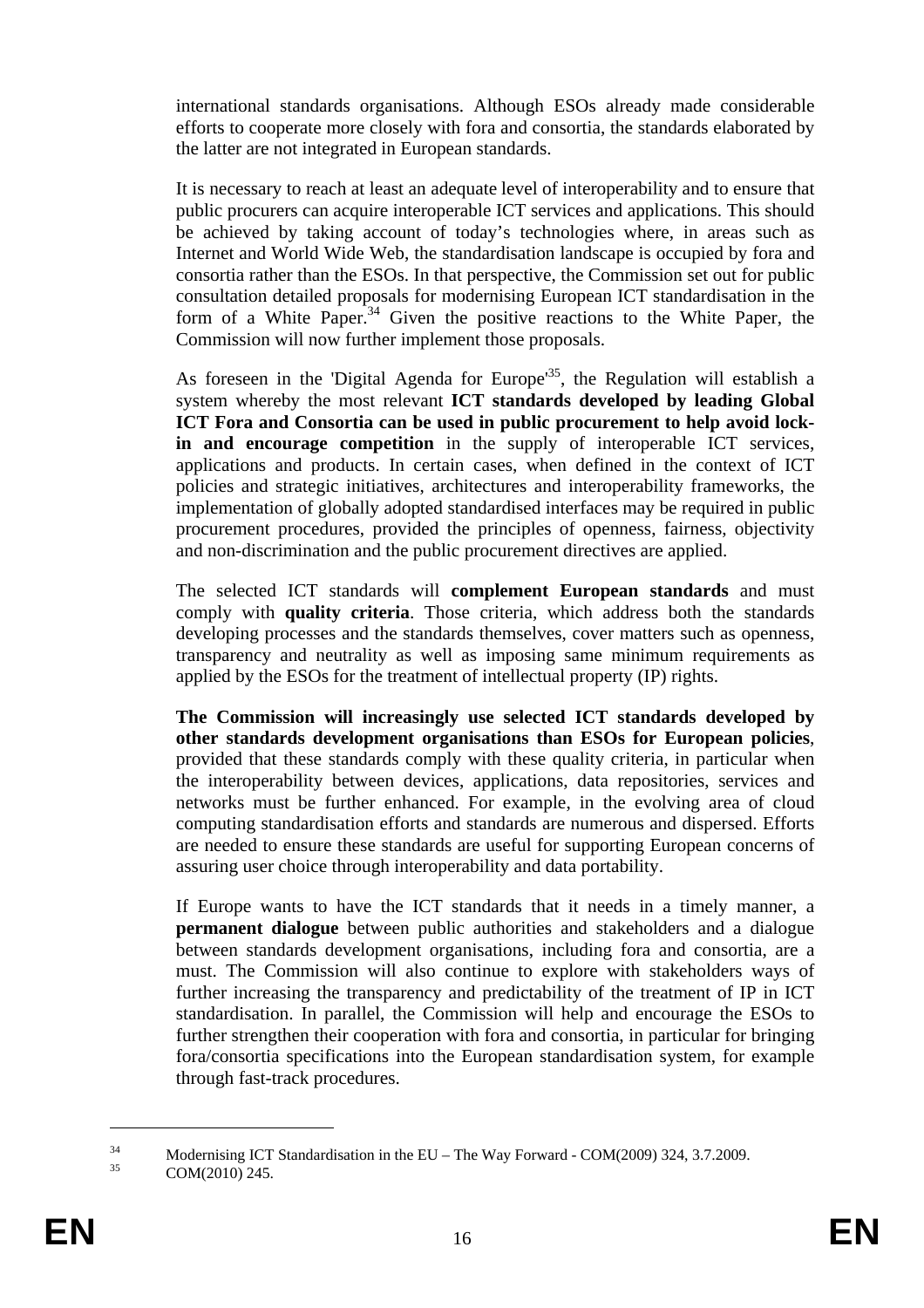international standards organisations. Although ESOs already made considerable efforts to cooperate more closely with fora and consortia, the standards elaborated by the latter are not integrated in European standards.

It is necessary to reach at least an adequate level of interoperability and to ensure that public procurers can acquire interoperable ICT services and applications. This should be achieved by taking account of today's technologies where, in areas such as Internet and World Wide Web, the standardisation landscape is occupied by fora and consortia rather than the ESOs. In that perspective, the Commission set out for public consultation detailed proposals for modernising European ICT standardisation in the form of a White Paper.[34] Given the positive reactions to the White Paper, the Commission will now further implement those proposals.

As foreseen in the 'Digital Agenda for Europe'[35], the Regulation will establish a system whereby the most relevant **ICT standards developed by leading Global ICT Fora and Consortia can be used in public procurement to help avoid lock-in and encourage competition** in the supply of interoperable ICT services, applications and products. In certain cases, when defined in the context of ICT policies and strategic initiatives, architectures and interoperability frameworks, the implementation of globally adopted standardised interfaces may be required in public procurement procedures, provided the principles of openness, fairness, objectivity and non-discrimination and the public procurement directives are applied.

The selected ICT standards will **complement European standards** and must comply with **quality criteria**. Those criteria, which address both the standards developing processes and the standards themselves, cover matters such as openness, transparency and neutrality as well as imposing same minimum requirements as applied by the ESOs for the treatment of intellectual property (IP) rights.

**The Commission will increasingly use selected ICT standards developed by other standards development organisations than ESOs for European policies**, provided that these standards comply with these quality criteria, in particular when the interoperability between devices, applications, data repositories, services and networks must be further enhanced. For example, in the evolving area of cloud computing standardisation efforts and standards are numerous and dispersed. Efforts are needed to ensure these standards are useful for supporting European concerns of assuring user choice through interoperability and data portability.

If Europe wants to have the ICT standards that it needs in a timely manner, a **permanent dialogue** between public authorities and stakeholders and a dialogue between standards development organisations, including fora and consortia, are a must. The Commission will also continue to explore with stakeholders ways of further increasing the transparency and predictability of the treatment of IP in ICT standardisation. In parallel, the Commission will help and encourage the ESOs to further strengthen their cooperation with fora and consortia, in particular for bringing fora/consortia specifications into the European standardisation system, for example through fast-track procedures.

---

[34] Modernising ICT Standardisation in the EU – The Way Forward - COM(2009) 324, 3.7.2009.

[35] COM(2010) 245.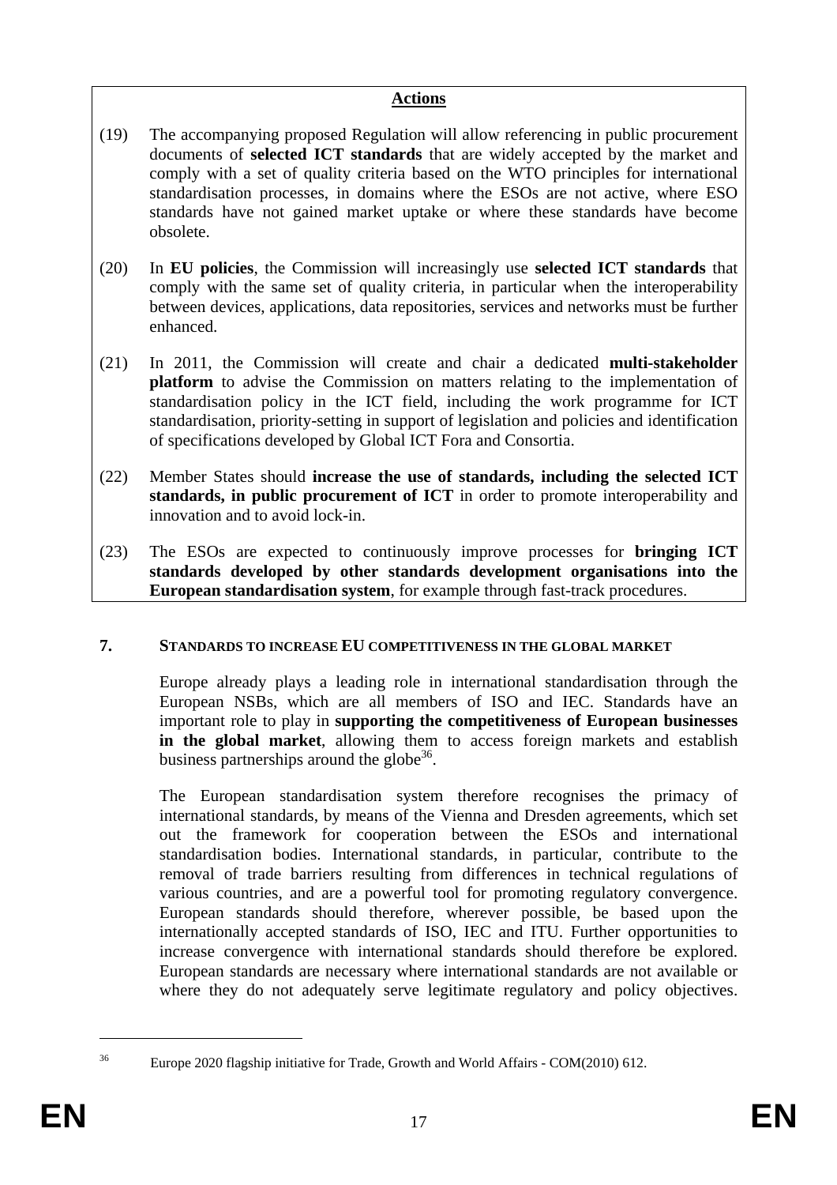**Actions**

(19) The accompanying proposed Regulation will allow referencing in public procurement documents of **selected ICT standards** that are widely accepted by the market and comply with a set of quality criteria based on the WTO principles for international standardisation processes, in domains where the ESOs are not active, where ESO standards have not gained market uptake or where these standards have become obsolete.

(20) In **EU policies**, the Commission will increasingly use **selected ICT standards** that comply with the same set of quality criteria, in particular when the interoperability between devices, applications, data repositories, services and networks must be further enhanced.

(21) In 2011, the Commission will create and chair a dedicated **multi-stakeholder platform** to advise the Commission on matters relating to the implementation of standardisation policy in the ICT field, including the work programme for ICT standardisation, priority-setting in support of legislation and policies and identification of specifications developed by Global ICT Fora and Consortia.

(22) Member States should **increase the use of standards, including the selected ICT standards, in public procurement of ICT** in order to promote interoperability and innovation and to avoid lock-in.

(23) The ESOs are expected to continuously improve processes for **bringing ICT standards developed by other standards development organisations into the European standardisation system**, for example through fast-track procedures.

## 7. STANDARDS TO INCREASE EU COMPETITIVENESS IN THE GLOBAL MARKET

Europe already plays a leading role in international standardisation through the European NSBs, which are all members of ISO and IEC. Standards have an important role to play in **supporting the competitiveness of European businesses in the global market**, allowing them to access foreign markets and establish business partnerships around the globe[36].

The European standardisation system therefore recognises the primacy of international standards, by means of the Vienna and Dresden agreements, which set out the framework for cooperation between the ESOs and international standardisation bodies. International standards, in particular, contribute to the removal of trade barriers resulting from differences in technical regulations of various countries, and are a powerful tool for promoting regulatory convergence. European standards should therefore, wherever possible, be based upon the internationally accepted standards of ISO, IEC and ITU. Further opportunities to increase convergence with international standards should therefore be explored. European standards are necessary where international standards are not available or where they do not adequately serve legitimate regulatory and policy objectives.

[36] Europe 2020 flagship initiative for Trade, Growth and World Affairs - COM(2010) 612.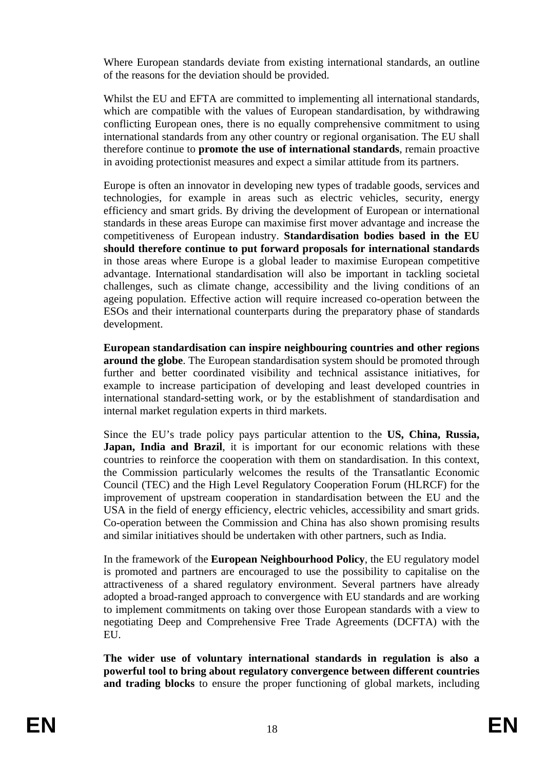Where European standards deviate from existing international standards, an outline of the reasons for the deviation should be provided.

Whilst the EU and EFTA are committed to implementing all international standards, which are compatible with the values of European standardisation, by withdrawing conflicting European ones, there is no equally comprehensive commitment to using international standards from any other country or regional organisation. The EU shall therefore continue to **promote the use of international standards**, remain proactive in avoiding protectionist measures and expect a similar attitude from its partners.

Europe is often an innovator in developing new types of tradable goods, services and technologies, for example in areas such as electric vehicles, security, energy efficiency and smart grids. By driving the development of European or international standards in these areas Europe can maximise first mover advantage and increase the competitiveness of European industry. **Standardisation bodies based in the EU should therefore continue to put forward proposals for international standards** in those areas where Europe is a global leader to maximise European competitive advantage. International standardisation will also be important in tackling societal challenges, such as climate change, accessibility and the living conditions of an ageing population. Effective action will require increased co-operation between the ESOs and their international counterparts during the preparatory phase of standards development.

**European standardisation can inspire neighbouring countries and other regions around the globe**. The European standardisation system should be promoted through further and better coordinated visibility and technical assistance initiatives, for example to increase participation of developing and least developed countries in international standard-setting work, or by the establishment of standardisation and internal market regulation experts in third markets.

Since the EU's trade policy pays particular attention to the **US, China, Russia, Japan, India and Brazil**, it is important for our economic relations with these countries to reinforce the cooperation with them on standardisation. In this context, the Commission particularly welcomes the results of the Transatlantic Economic Council (TEC) and the High Level Regulatory Cooperation Forum (HLRCF) for the improvement of upstream cooperation in standardisation between the EU and the USA in the field of energy efficiency, electric vehicles, accessibility and smart grids. Co-operation between the Commission and China has also shown promising results and similar initiatives should be undertaken with other partners, such as India.

In the framework of the **European Neighbourhood Policy**, the EU regulatory model is promoted and partners are encouraged to use the possibility to capitalise on the attractiveness of a shared regulatory environment. Several partners have already adopted a broad-ranged approach to convergence with EU standards and are working to implement commitments on taking over those European standards with a view to negotiating Deep and Comprehensive Free Trade Agreements (DCFTA) with the EU.

**The wider use of voluntary international standards in regulation is also a powerful tool to bring about regulatory convergence between different countries and trading blocks** to ensure the proper functioning of global markets, including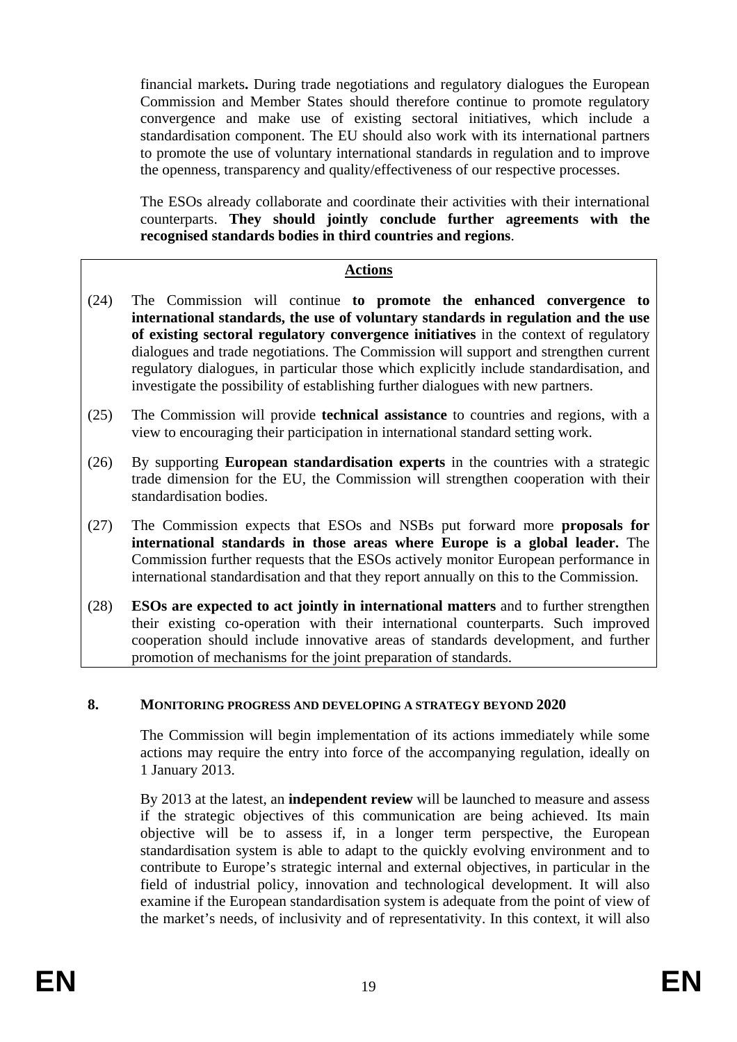financial markets**.** During trade negotiations and regulatory dialogues the European Commission and Member States should therefore continue to promote regulatory convergence and make use of existing sectoral initiatives, which include a standardisation component. The EU should also work with its international partners to promote the use of voluntary international standards in regulation and to improve the openness, transparency and quality/effectiveness of our respective processes.

The ESOs already collaborate and coordinate their activities with their international counterparts. **They should jointly conclude further agreements with the recognised standards bodies in third countries and regions**.

**Actions**

(24) The Commission will continue **to promote the enhanced convergence to international standards, the use of voluntary standards in regulation and the use of existing sectoral regulatory convergence initiatives** in the context of regulatory dialogues and trade negotiations. The Commission will support and strengthen current regulatory dialogues, in particular those which explicitly include standardisation, and investigate the possibility of establishing further dialogues with new partners.

(25) The Commission will provide **technical assistance** to countries and regions, with a view to encouraging their participation in international standard setting work.

(26) By supporting **European standardisation experts** in the countries with a strategic trade dimension for the EU, the Commission will strengthen cooperation with their standardisation bodies.

(27) The Commission expects that ESOs and NSBs put forward more **proposals for international standards in those areas where Europe is a global leader.** The Commission further requests that the ESOs actively monitor European performance in international standardisation and that they report annually on this to the Commission.

(28) **ESOs are expected to act jointly in international matters** and to further strengthen their existing co-operation with their international counterparts. Such improved cooperation should include innovative areas of standards development, and further promotion of mechanisms for the joint preparation of standards.

## 8. MONITORING PROGRESS AND DEVELOPING A STRATEGY BEYOND 2020

The Commission will begin implementation of its actions immediately while some actions may require the entry into force of the accompanying regulation, ideally on 1 January 2013.

By 2013 at the latest, an **independent review** will be launched to measure and assess if the strategic objectives of this communication are being achieved. Its main objective will be to assess if, in a longer term perspective, the European standardisation system is able to adapt to the quickly evolving environment and to contribute to Europe's strategic internal and external objectives, in particular in the field of industrial policy, innovation and technological development. It will also examine if the European standardisation system is adequate from the point of view of the market's needs, of inclusivity and of representativity. In this context, it will also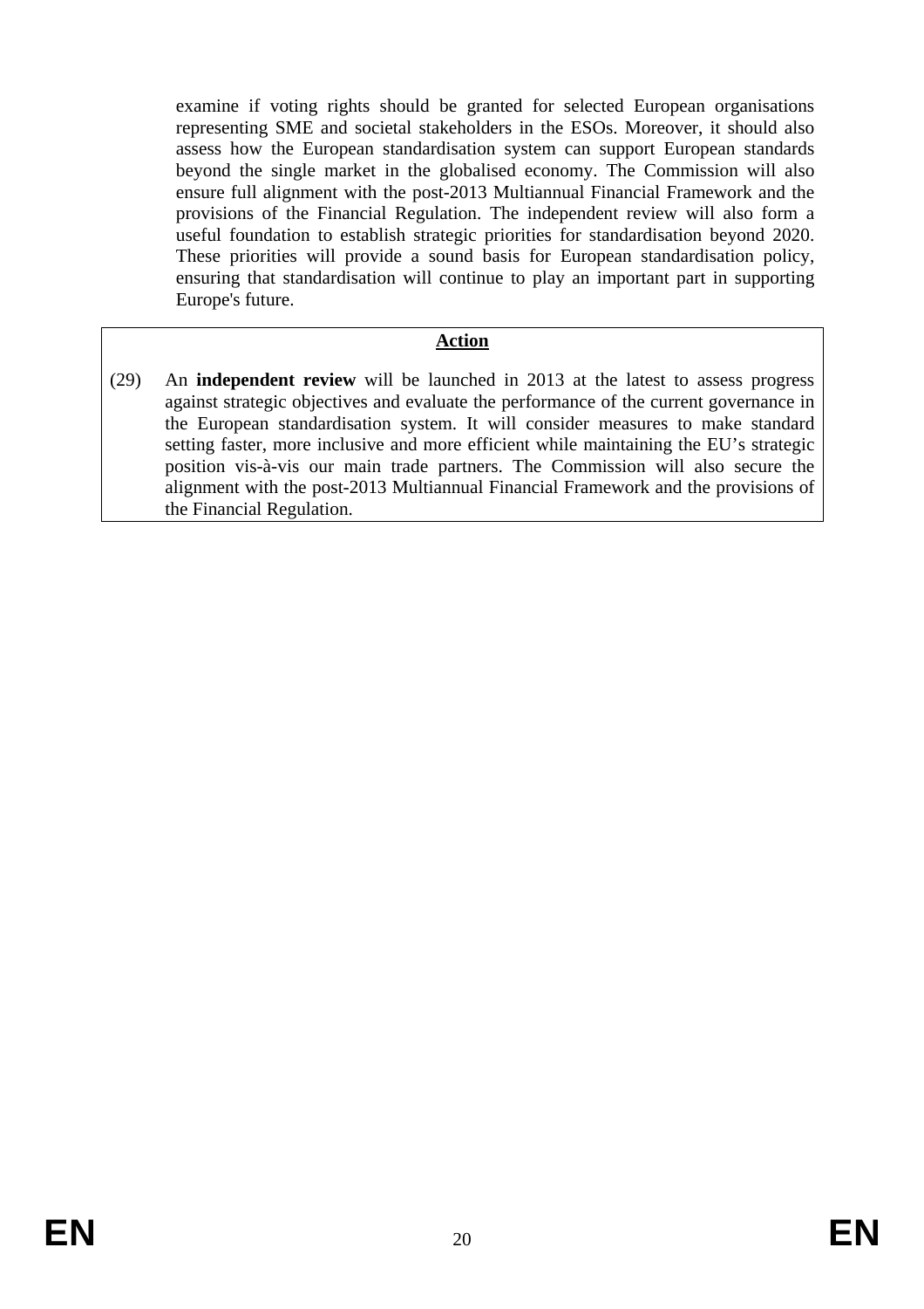examine if voting rights should be granted for selected European organisations representing SME and societal stakeholders in the ESOs. Moreover, it should also assess how the European standardisation system can support European standards beyond the single market in the globalised economy. The Commission will also ensure full alignment with the post-2013 Multiannual Financial Framework and the provisions of the Financial Regulation. The independent review will also form a useful foundation to establish strategic priorities for standardisation beyond 2020. These priorities will provide a sound basis for European standardisation policy, ensuring that standardisation will continue to play an important part in supporting Europe's future.

**Action**

(29) An **independent review** will be launched in 2013 at the latest to assess progress against strategic objectives and evaluate the performance of the current governance in the European standardisation system. It will consider measures to make standard setting faster, more inclusive and more efficient while maintaining the EU's strategic position vis-à-vis our main trade partners. The Commission will also secure the alignment with the post-2013 Multiannual Financial Framework and the provisions of the Financial Regulation.